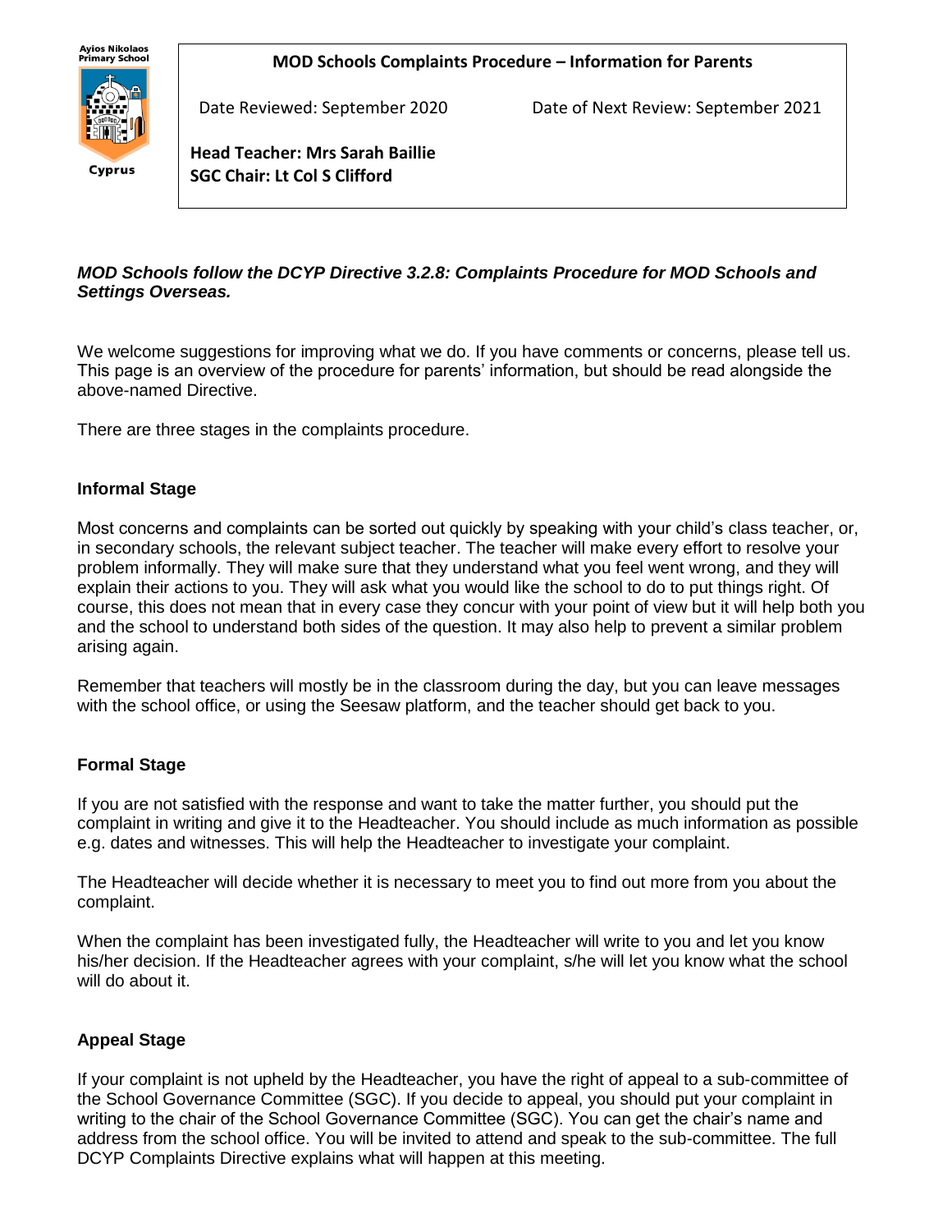Ayios Nikolaos Primary School

Cyprus

**MOD Schools Complaints Procedure – Information for Parents**

Date Reviewed: September 2020 Date of Next Review: September 2021

**Head Teacher: Mrs Sarah Baillie**
**SGC Chair: Lt Col S Clifford**

***MOD Schools follow the DCYP Directive 3.2.8: Complaints Procedure for MOD Schools and Settings Overseas.***

We welcome suggestions for improving what we do. If you have comments or concerns, please tell us. This page is an overview of the procedure for parents' information, but should be read alongside the above-named Directive.

There are three stages in the complaints procedure.

### Informal Stage

Most concerns and complaints can be sorted out quickly by speaking with your child's class teacher, or, in secondary schools, the relevant subject teacher. The teacher will make every effort to resolve your problem informally. They will make sure that they understand what you feel went wrong, and they will explain their actions to you. They will ask what you would like the school to do to put things right. Of course, this does not mean that in every case they concur with your point of view but it will help both you and the school to understand both sides of the question. It may also help to prevent a similar problem arising again.

Remember that teachers will mostly be in the classroom during the day, but you can leave messages with the school office, or using the Seesaw platform, and the teacher should get back to you.

### Formal Stage

If you are not satisfied with the response and want to take the matter further, you should put the complaint in writing and give it to the Headteacher. You should include as much information as possible e.g. dates and witnesses. This will help the Headteacher to investigate your complaint.

The Headteacher will decide whether it is necessary to meet you to find out more from you about the complaint.

When the complaint has been investigated fully, the Headteacher will write to you and let you know his/her decision. If the Headteacher agrees with your complaint, s/he will let you know what the school will do about it.

### Appeal Stage

If your complaint is not upheld by the Headteacher, you have the right of appeal to a sub-committee of the School Governance Committee (SGC). If you decide to appeal, you should put your complaint in writing to the chair of the School Governance Committee (SGC). You can get the chair's name and address from the school office. You will be invited to attend and speak to the sub-committee. The full DCYP Complaints Directive explains what will happen at this meeting.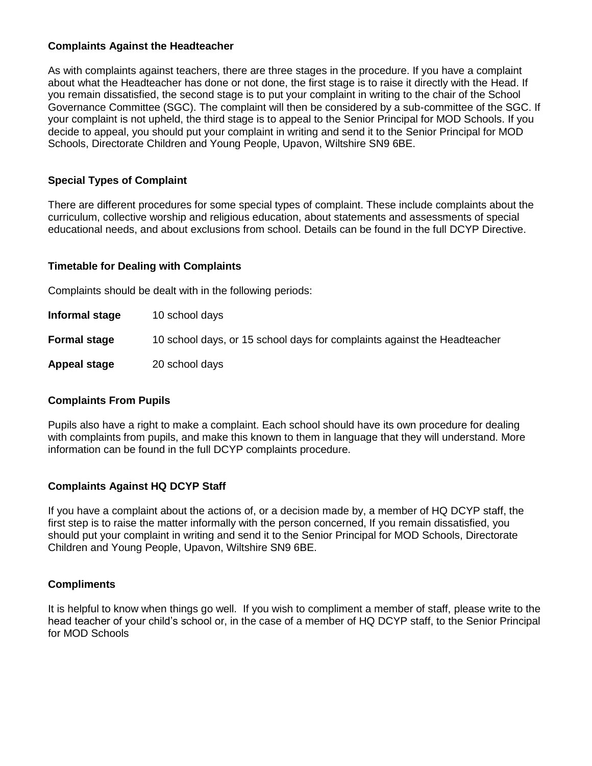**Complaints Against the Headteacher**

As with complaints against teachers, there are three stages in the procedure. If you have a complaint about what the Headteacher has done or not done, the first stage is to raise it directly with the Head. If you remain dissatisfied, the second stage is to put your complaint in writing to the chair of the School Governance Committee (SGC). The complaint will then be considered by a sub-committee of the SGC. If your complaint is not upheld, the third stage is to appeal to the Senior Principal for MOD Schools. If you decide to appeal, you should put your complaint in writing and send it to the Senior Principal for MOD Schools, Directorate Children and Young People, Upavon, Wiltshire SN9 6BE.

**Special Types of Complaint**

There are different procedures for some special types of complaint. These include complaints about the curriculum, collective worship and religious education, about statements and assessments of special educational needs, and about exclusions from school. Details can be found in the full DCYP Directive.

**Timetable for Dealing with Complaints**

Complaints should be dealt with in the following periods:

| | |
|---|---|
| **Informal stage** | 10 school days |
| **Formal stage** | 10 school days, or 15 school days for complaints against the Headteacher |
| **Appeal stage** | 20 school days |

**Complaints From Pupils**

Pupils also have a right to make a complaint. Each school should have its own procedure for dealing with complaints from pupils, and make this known to them in language that they will understand. More information can be found in the full DCYP complaints procedure.

**Complaints Against HQ DCYP Staff**

If you have a complaint about the actions of, or a decision made by, a member of HQ DCYP staff, the first step is to raise the matter informally with the person concerned, If you remain dissatisfied, you should put your complaint in writing and send it to the Senior Principal for MOD Schools, Directorate Children and Young People, Upavon, Wiltshire SN9 6BE.

**Compliments**

It is helpful to know when things go well. If you wish to compliment a member of staff, please write to the head teacher of your child's school or, in the case of a member of HQ DCYP staff, to the Senior Principal for MOD Schools